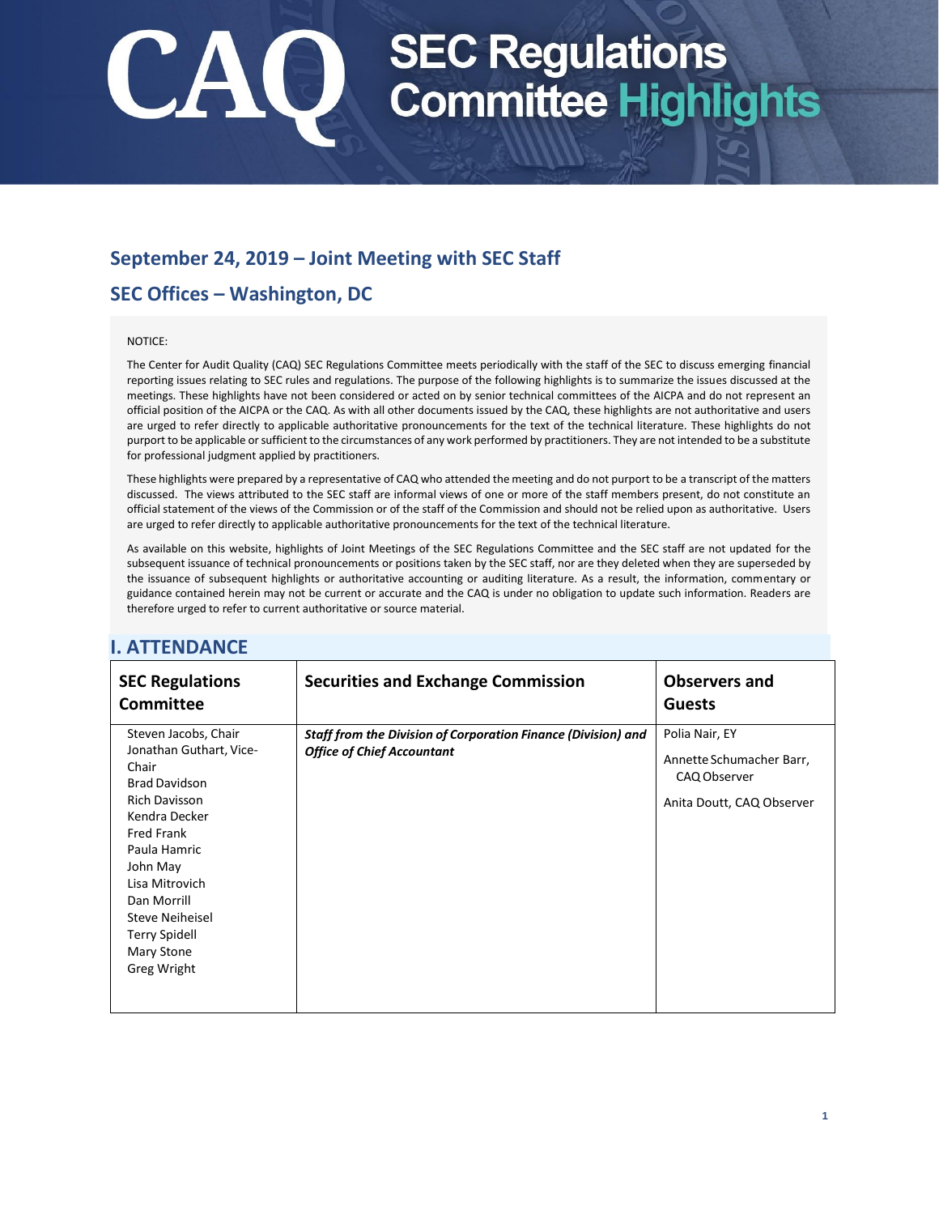# CAQ SEC Regulations Committee Highlights

## September 24, 2019 – Joint Meeting with SEC Staff

## SEC Offices – Washington, DC

NOTICE:

The Center for Audit Quality (CAQ) SEC Regulations Committee meets periodically with the staff of the SEC to discuss emerging financial reporting issues relating to SEC rules and regulations. The purpose of the following highlights is to summarize the issues discussed at the meetings. These highlights have not been considered or acted on by senior technical committees of the AICPA and do not represent an official position of the AICPA or the CAQ. As with all other documents issued by the CAQ, these highlights are not authoritative and users are urged to refer directly to applicable authoritative pronouncements for the text of the technical literature. These highlights do not purport to be applicable or sufficient to the circumstances of any work performed by practitioners. They are not intended to be a substitute for professional judgment applied by practitioners.

These highlights were prepared by a representative of CAQ who attended the meeting and do not purport to be a transcript of the matters discussed. The views attributed to the SEC staff are informal views of one or more of the staff members present, do not constitute an official statement of the views of the Commission or of the staff of the Commission and should not be relied upon as authoritative. Users are urged to refer directly to applicable authoritative pronouncements for the text of the technical literature.

As available on this website, highlights of Joint Meetings of the SEC Regulations Committee and the SEC staff are not updated for the subsequent issuance of technical pronouncements or positions taken by the SEC staff, nor are they deleted when they are superseded by the issuance of subsequent highlights or authoritative accounting or auditing literature. As a result, the information, commentary or guidance contained herein may not be current or accurate and the CAQ is under no obligation to update such information. Readers are therefore urged to refer to current authoritative or source material.

## I. ATTENDANCE

| SEC Regulations Committee | Securities and Exchange Commission | Observers and Guests |
|---|---|---|
| Steven Jacobs, Chair<br>Jonathan Guthart, Vice-Chair<br>Brad Davidson<br>Rich Davisson<br>Kendra Decker<br>Fred Frank<br>Paula Hamric<br>John May<br>Lisa Mitrovich<br>Dan Morrill<br>Steve Neiheisel<br>Terry Spidell<br>Mary Stone<br>Greg Wright | ***Staff from the Division of Corporation Finance (Division) and Office of Chief Accountant*** | Polia Nair, EY<br>Annette Schumacher Barr, CAQ Observer<br>Anita Doutt, CAQ Observer |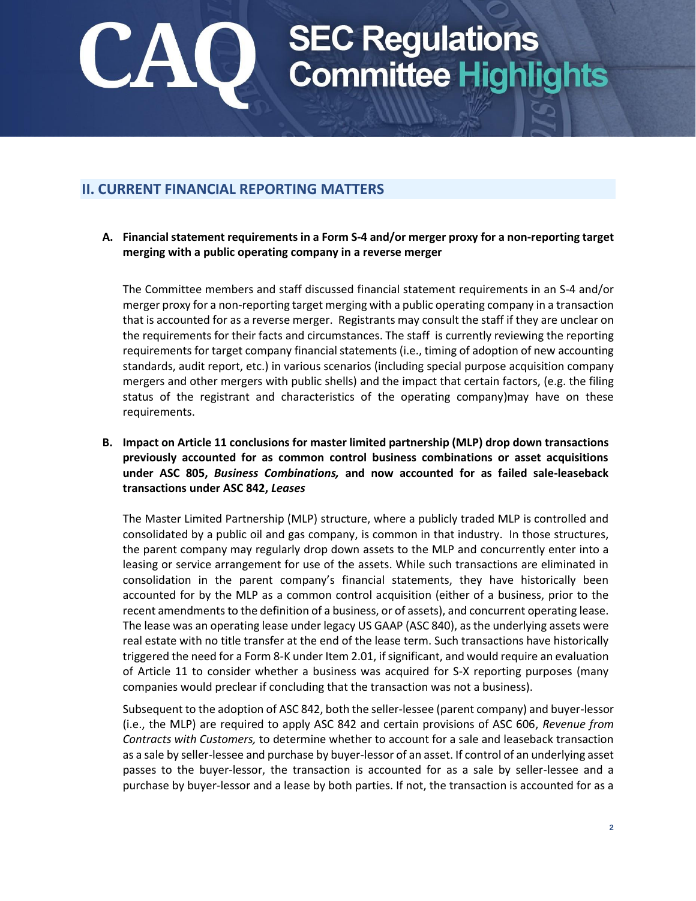## II. CURRENT FINANCIAL REPORTING MATTERS

**A. Financial statement requirements in a Form S-4 and/or merger proxy for a non-reporting target merging with a public operating company in a reverse merger**

The Committee members and staff discussed financial statement requirements in an S-4 and/or merger proxy for a non-reporting target merging with a public operating company in a transaction that is accounted for as a reverse merger. Registrants may consult the staff if they are unclear on the requirements for their facts and circumstances. The staff is currently reviewing the reporting requirements for target company financial statements (i.e., timing of adoption of new accounting standards, audit report, etc.) in various scenarios (including special purpose acquisition company mergers and other mergers with public shells) and the impact that certain factors, (e.g. the filing status of the registrant and characteristics of the operating company)may have on these requirements.

**B. Impact on Article 11 conclusions for master limited partnership (MLP) drop down transactions previously accounted for as common control business combinations or asset acquisitions under ASC 805, *Business Combinations,* and now accounted for as failed sale-leaseback transactions under ASC 842, *Leases***

The Master Limited Partnership (MLP) structure, where a publicly traded MLP is controlled and consolidated by a public oil and gas company, is common in that industry. In those structures, the parent company may regularly drop down assets to the MLP and concurrently enter into a leasing or service arrangement for use of the assets. While such transactions are eliminated in consolidation in the parent company's financial statements, they have historically been accounted for by the MLP as a common control acquisition (either of a business, prior to the recent amendments to the definition of a business, or of assets), and concurrent operating lease. The lease was an operating lease under legacy US GAAP (ASC 840), as the underlying assets were real estate with no title transfer at the end of the lease term. Such transactions have historically triggered the need for a Form 8-K under Item 2.01, if significant, and would require an evaluation of Article 11 to consider whether a business was acquired for S-X reporting purposes (many companies would preclear if concluding that the transaction was not a business).

Subsequent to the adoption of ASC 842, both the seller-lessee (parent company) and buyer-lessor (i.e., the MLP) are required to apply ASC 842 and certain provisions of ASC 606, *Revenue from Contracts with Customers,* to determine whether to account for a sale and leaseback transaction as a sale by seller-lessee and purchase by buyer-lessor of an asset. If control of an underlying asset passes to the buyer-lessor, the transaction is accounted for as a sale by seller-lessee and a purchase by buyer-lessor and a lease by both parties. If not, the transaction is accounted for as a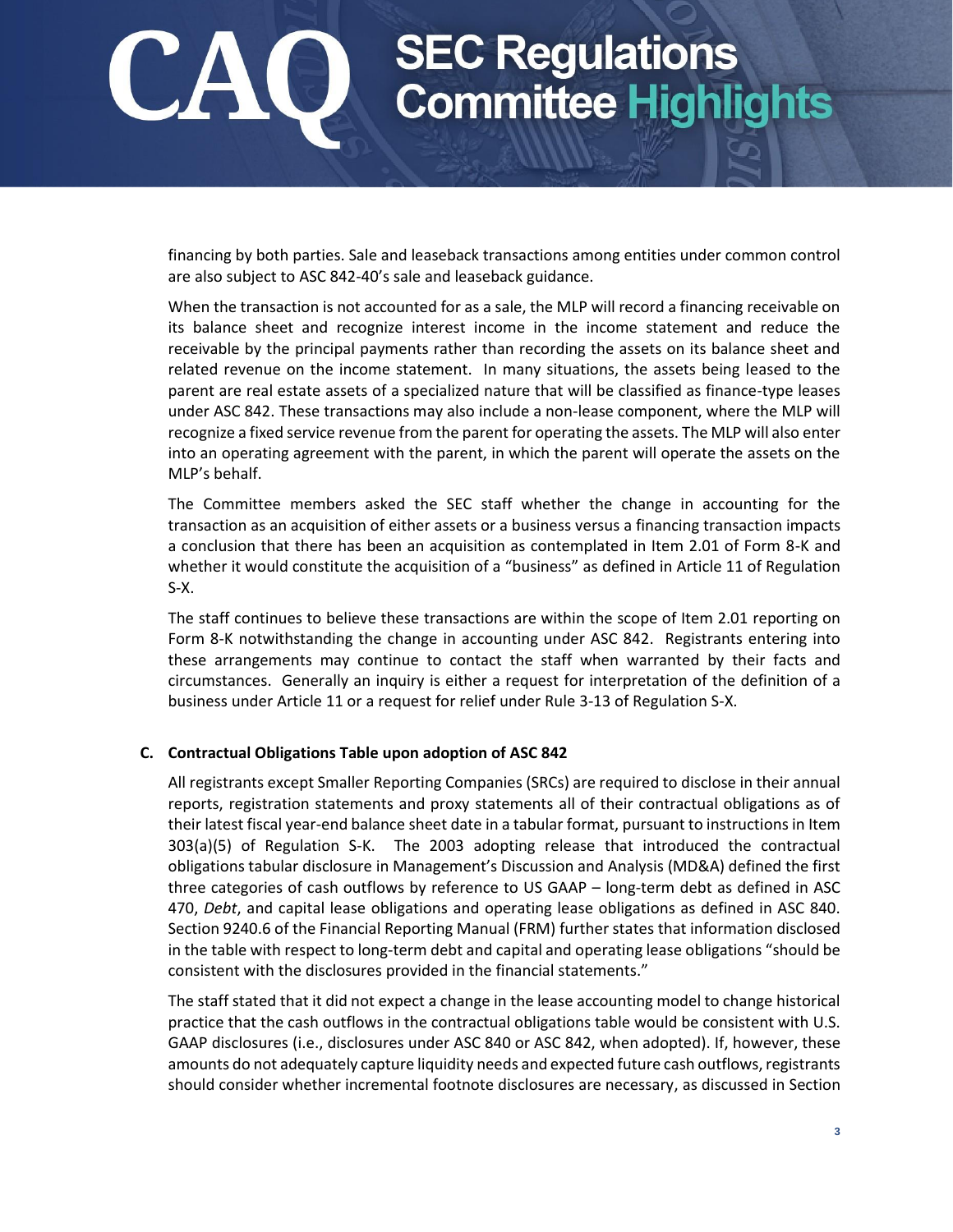financing by both parties. Sale and leaseback transactions among entities under common control are also subject to ASC 842-40's sale and leaseback guidance.

When the transaction is not accounted for as a sale, the MLP will record a financing receivable on its balance sheet and recognize interest income in the income statement and reduce the receivable by the principal payments rather than recording the assets on its balance sheet and related revenue on the income statement. In many situations, the assets being leased to the parent are real estate assets of a specialized nature that will be classified as finance-type leases under ASC 842. These transactions may also include a non-lease component, where the MLP will recognize a fixed service revenue from the parent for operating the assets. The MLP will also enter into an operating agreement with the parent, in which the parent will operate the assets on the MLP's behalf.

The Committee members asked the SEC staff whether the change in accounting for the transaction as an acquisition of either assets or a business versus a financing transaction impacts a conclusion that there has been an acquisition as contemplated in Item 2.01 of Form 8-K and whether it would constitute the acquisition of a "business" as defined in Article 11 of Regulation S-X.

The staff continues to believe these transactions are within the scope of Item 2.01 reporting on Form 8-K notwithstanding the change in accounting under ASC 842. Registrants entering into these arrangements may continue to contact the staff when warranted by their facts and circumstances. Generally an inquiry is either a request for interpretation of the definition of a business under Article 11 or a request for relief under Rule 3-13 of Regulation S-X.

**C. Contractual Obligations Table upon adoption of ASC 842**

All registrants except Smaller Reporting Companies (SRCs) are required to disclose in their annual reports, registration statements and proxy statements all of their contractual obligations as of their latest fiscal year-end balance sheet date in a tabular format, pursuant to instructions in Item 303(a)(5) of Regulation S-K. The 2003 adopting release that introduced the contractual obligations tabular disclosure in Management's Discussion and Analysis (MD&A) defined the first three categories of cash outflows by reference to US GAAP – long-term debt as defined in ASC 470, *Debt*, and capital lease obligations and operating lease obligations as defined in ASC 840. Section 9240.6 of the Financial Reporting Manual (FRM) further states that information disclosed in the table with respect to long-term debt and capital and operating lease obligations "should be consistent with the disclosures provided in the financial statements."

The staff stated that it did not expect a change in the lease accounting model to change historical practice that the cash outflows in the contractual obligations table would be consistent with U.S. GAAP disclosures (i.e., disclosures under ASC 840 or ASC 842, when adopted). If, however, these amounts do not adequately capture liquidity needs and expected future cash outflows, registrants should consider whether incremental footnote disclosures are necessary, as discussed in Section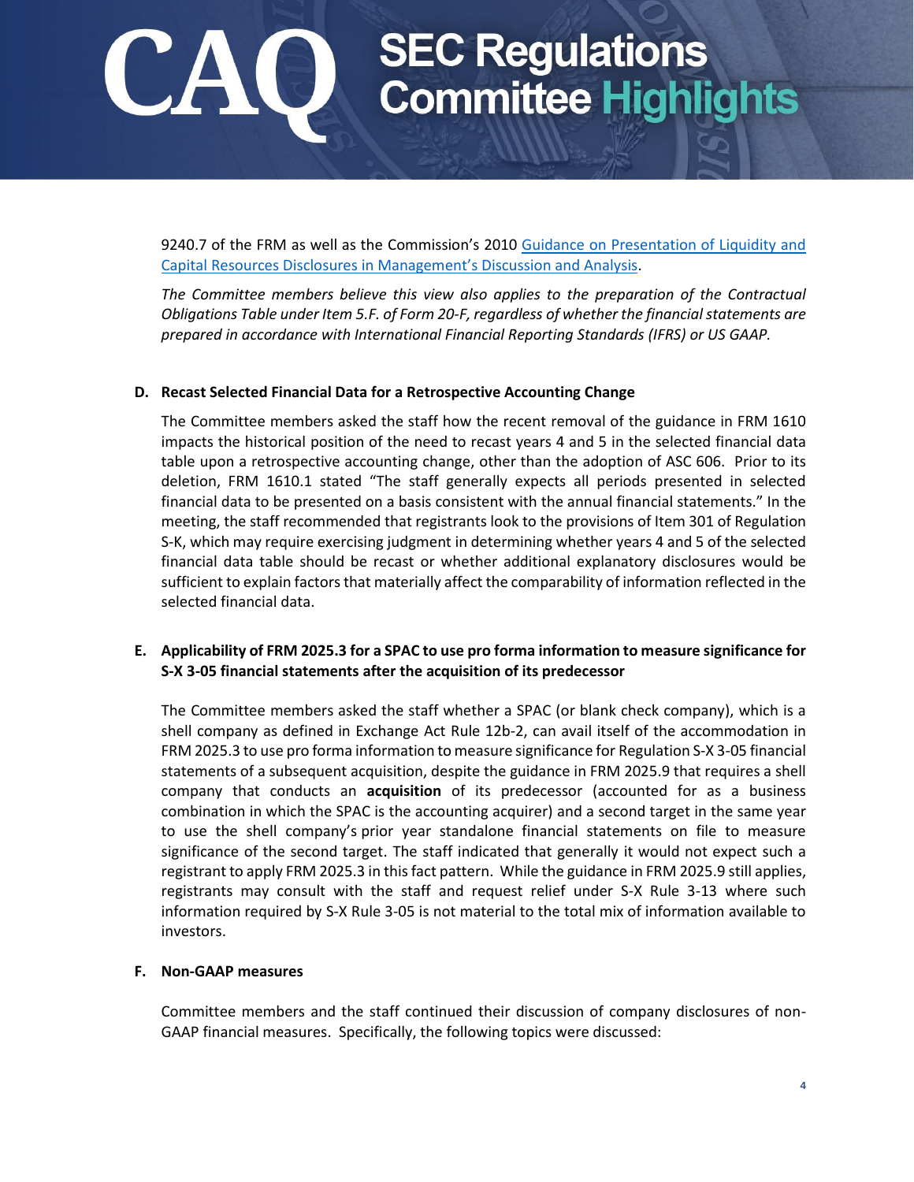9240.7 of the FRM as well as the Commission's 2010 Guidance on Presentation of Liquidity and Capital Resources Disclosures in Management's Discussion and Analysis.

*The Committee members believe this view also applies to the preparation of the Contractual Obligations Table under Item 5.F. of Form 20-F, regardless of whether the financial statements are prepared in accordance with International Financial Reporting Standards (IFRS) or US GAAP.*

**D. Recast Selected Financial Data for a Retrospective Accounting Change**

The Committee members asked the staff how the recent removal of the guidance in FRM 1610 impacts the historical position of the need to recast years 4 and 5 in the selected financial data table upon a retrospective accounting change, other than the adoption of ASC 606. Prior to its deletion, FRM 1610.1 stated "The staff generally expects all periods presented in selected financial data to be presented on a basis consistent with the annual financial statements." In the meeting, the staff recommended that registrants look to the provisions of Item 301 of Regulation S-K, which may require exercising judgment in determining whether years 4 and 5 of the selected financial data table should be recast or whether additional explanatory disclosures would be sufficient to explain factors that materially affect the comparability of information reflected in the selected financial data.

**E. Applicability of FRM 2025.3 for a SPAC to use pro forma information to measure significance for S-X 3-05 financial statements after the acquisition of its predecessor**

The Committee members asked the staff whether a SPAC (or blank check company), which is a shell company as defined in Exchange Act Rule 12b-2, can avail itself of the accommodation in FRM 2025.3 to use pro forma information to measure significance for Regulation S-X 3-05 financial statements of a subsequent acquisition, despite the guidance in FRM 2025.9 that requires a shell company that conducts an **acquisition** of its predecessor (accounted for as a business combination in which the SPAC is the accounting acquirer) and a second target in the same year to use the shell company's prior year standalone financial statements on file to measure significance of the second target. The staff indicated that generally it would not expect such a registrant to apply FRM 2025.3 in this fact pattern. While the guidance in FRM 2025.9 still applies, registrants may consult with the staff and request relief under S-X Rule 3-13 where such information required by S-X Rule 3-05 is not material to the total mix of information available to investors.

**F. Non-GAAP measures**

Committee members and the staff continued their discussion of company disclosures of non-GAAP financial measures. Specifically, the following topics were discussed: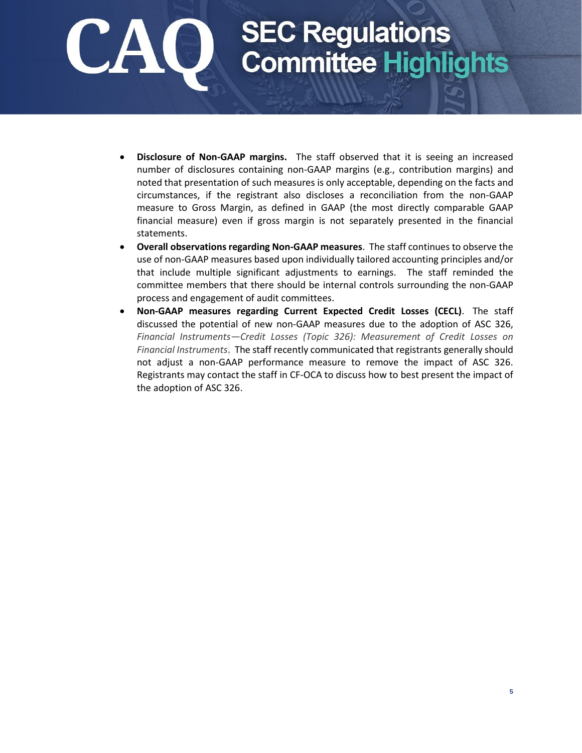- **Disclosure of Non-GAAP margins.** The staff observed that it is seeing an increased number of disclosures containing non-GAAP margins (e.g., contribution margins) and noted that presentation of such measures is only acceptable, depending on the facts and circumstances, if the registrant also discloses a reconciliation from the non-GAAP measure to Gross Margin, as defined in GAAP (the most directly comparable GAAP financial measure) even if gross margin is not separately presented in the financial statements.
- **Overall observations regarding Non-GAAP measures**. The staff continues to observe the use of non-GAAP measures based upon individually tailored accounting principles and/or that include multiple significant adjustments to earnings. The staff reminded the committee members that there should be internal controls surrounding the non-GAAP process and engagement of audit committees.
- **Non-GAAP measures regarding Current Expected Credit Losses (CECL)**. The staff discussed the potential of new non-GAAP measures due to the adoption of ASC 326, *Financial Instruments—Credit Losses (Topic 326): Measurement of Credit Losses on Financial Instruments*. The staff recently communicated that registrants generally should not adjust a non-GAAP performance measure to remove the impact of ASC 326. Registrants may contact the staff in CF-OCA to discuss how to best present the impact of the adoption of ASC 326.